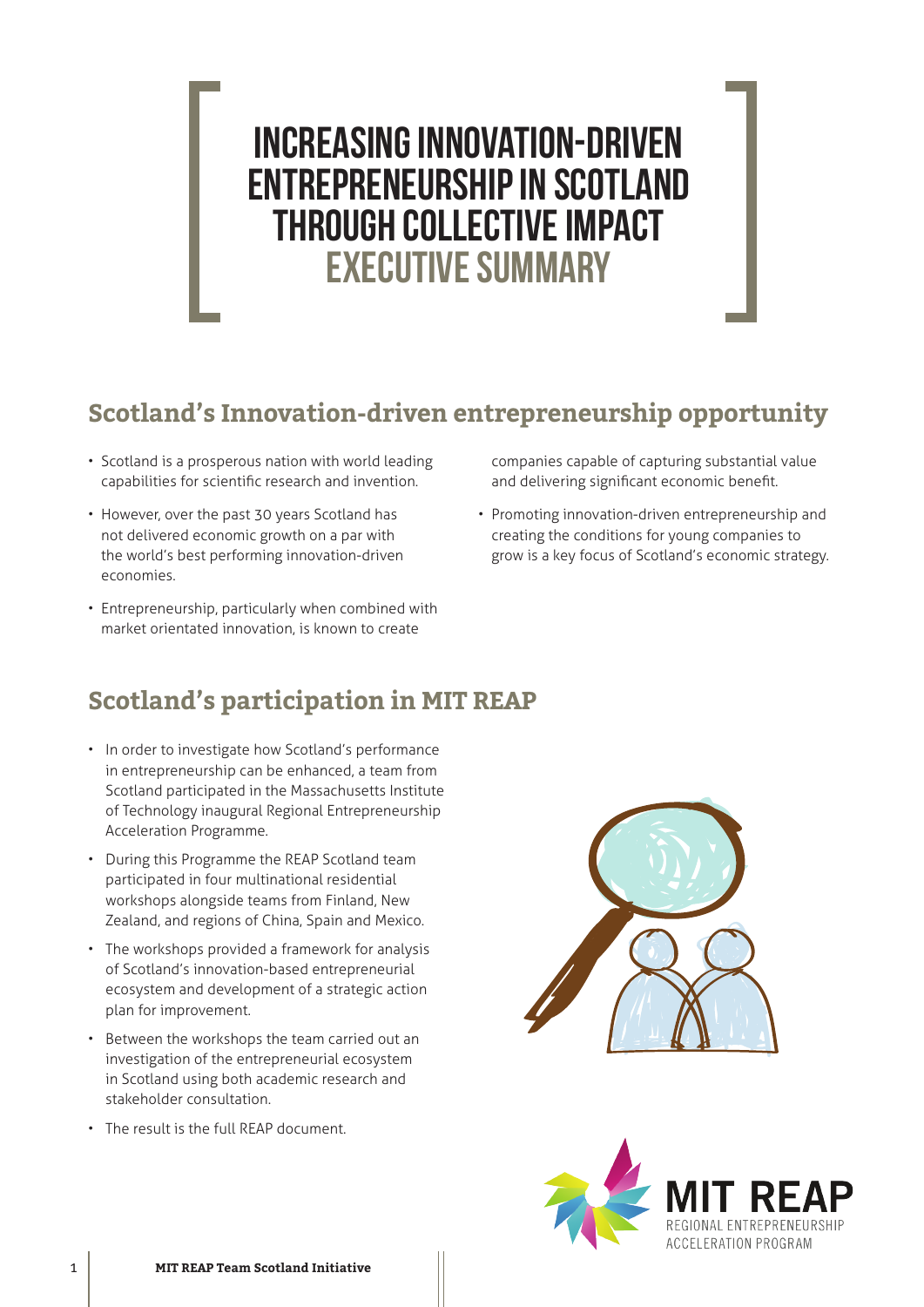# INCREASING INNOVATION-DRIVEN ENTREPRENEURSHIP IN SCOTLAND THROUGH COLLECTIVE IMPACT EXECUTIVE SUMMARY

## Scotland's Innovation-driven entrepreneurship opportunity

- Scotland is a prosperous nation with world leading capabilities for scientific research and invention.
- However, over the past 30 years Scotland has not delivered economic growth on a par with the world's best performing innovation-driven economies.
- Entrepreneurship, particularly when combined with market orientated innovation, is known to create companies capable of capturing substantial value and delivering significant economic benefit.
- Promoting innovation-driven entrepreneurship and creating the conditions for young companies to grow is a key focus of Scotland's economic strategy.

## Scotland's participation in MIT REAP

- In order to investigate how Scotland's performance in entrepreneurship can be enhanced, a team from Scotland participated in the Massachusetts Institute of Technology inaugural Regional Entrepreneurship Acceleration Programme.
- During this Programme the REAP Scotland team participated in four multinational residential workshops alongside teams from Finland, New Zealand, and regions of China, Spain and Mexico.
- The workshops provided a framework for analysis of Scotland's innovation-based entrepreneurial ecosystem and development of a strategic action plan for improvement.
- Between the workshops the team carried out an investigation of the entrepreneurial ecosystem in Scotland using both academic research and stakeholder consultation.
- The result is the full REAP document.

MIT REAP
REGIONAL ENTREPRENEURSHIP ACCELERATION PROGRAM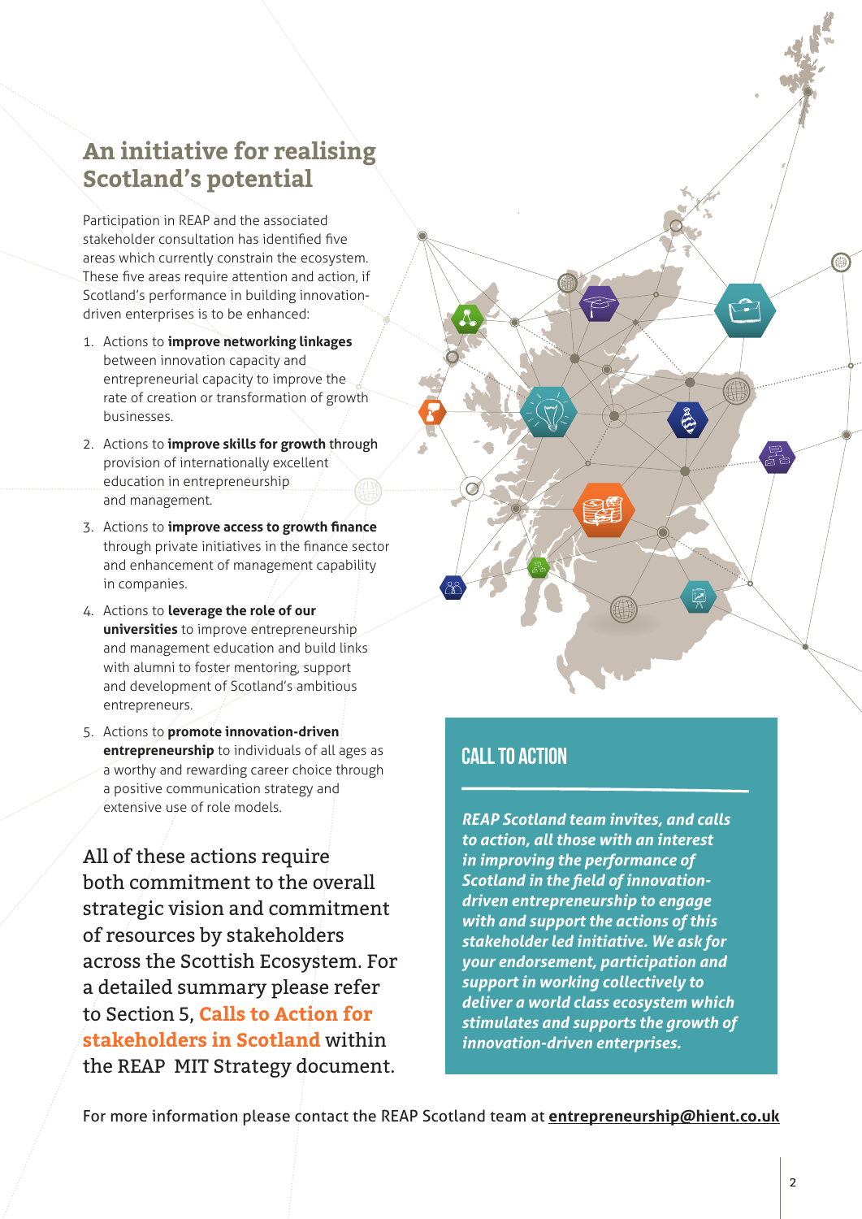## An initiative for realising Scotland's potential

Participation in REAP and the associated stakeholder consultation has identified five areas which currently constrain the ecosystem. These five areas require attention and action, if Scotland's performance in building innovation-driven enterprises is to be enhanced:

1. Actions to **improve networking linkages** between innovation capacity and entrepreneurial capacity to improve the rate of creation or transformation of growth businesses.
2. Actions to **improve skills for growth** through provision of internationally excellent education in entrepreneurship and management.
3. Actions to **improve access to growth finance** through private initiatives in the finance sector and enhancement of management capability in companies.
4. Actions to **leverage the role of our universities** to improve entrepreneurship and management education and build links with alumni to foster mentoring, support and development of Scotland's ambitious entrepreneurs.
5. Actions to **promote innovation-driven entrepreneurship** to individuals of all ages as a worthy and rewarding career choice through a positive communication strategy and extensive use of role models.

All of these actions require both commitment to the overall strategic vision and commitment of resources by stakeholders across the Scottish Ecosystem. For a detailed summary please refer to Section 5, **Calls to Action for stakeholders in Scotland** within the REAP MIT Strategy document.

### CALL TO ACTION

***REAP Scotland team invites, and calls to action, all those with an interest in improving the performance of Scotland in the field of innovation-driven entrepreneurship to engage with and support the actions of this stakeholder led initiative. We ask for your endorsement, participation and support in working collectively to deliver a world class ecosystem which stimulates and supports the growth of innovation-driven enterprises.***

For more information please contact the REAP Scotland team at **entrepreneurship@hient.co.uk**